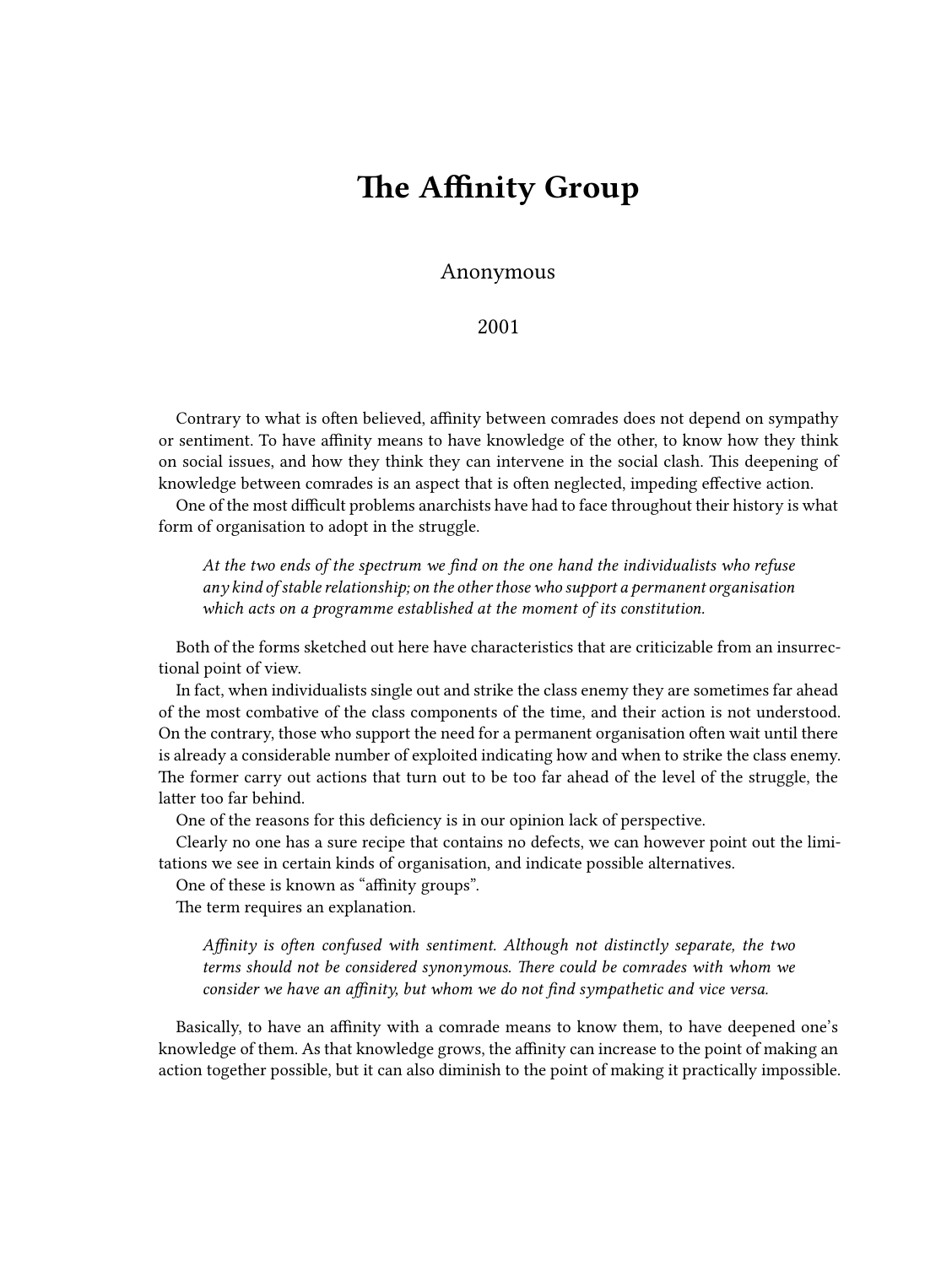# The Affinity Group

Anonymous

2001

Contrary to what is often believed, affinity between comrades does not depend on sympathy or sentiment. To have affinity means to have knowledge of the other, to know how they think on social issues, and how they think they can intervene in the social clash. This deepening of knowledge between comrades is an aspect that is often neglected, impeding effective action.

One of the most difficult problems anarchists have had to face throughout their history is what form of organisation to adopt in the struggle.

> *At the two ends of the spectrum we find on the one hand the individualists who refuse any kind of stable relationship; on the other those who support a permanent organisation which acts on a programme established at the moment of its constitution.*

Both of the forms sketched out here have characteristics that are criticizable from an insurrectional point of view.

In fact, when individualists single out and strike the class enemy they are sometimes far ahead of the most combative of the class components of the time, and their action is not understood. On the contrary, those who support the need for a permanent organisation often wait until there is already a considerable number of exploited indicating how and when to strike the class enemy. The former carry out actions that turn out to be too far ahead of the level of the struggle, the latter too far behind.

One of the reasons for this deficiency is in our opinion lack of perspective.

Clearly no one has a sure recipe that contains no defects, we can however point out the limitations we see in certain kinds of organisation, and indicate possible alternatives.

One of these is known as "affinity groups".

The term requires an explanation.

> *Affinity is often confused with sentiment. Although not distinctly separate, the two terms should not be considered synonymous. There could be comrades with whom we consider we have an affinity, but whom we do not find sympathetic and vice versa.*

Basically, to have an affinity with a comrade means to know them, to have deepened one's knowledge of them. As that knowledge grows, the affinity can increase to the point of making an action together possible, but it can also diminish to the point of making it practically impossible.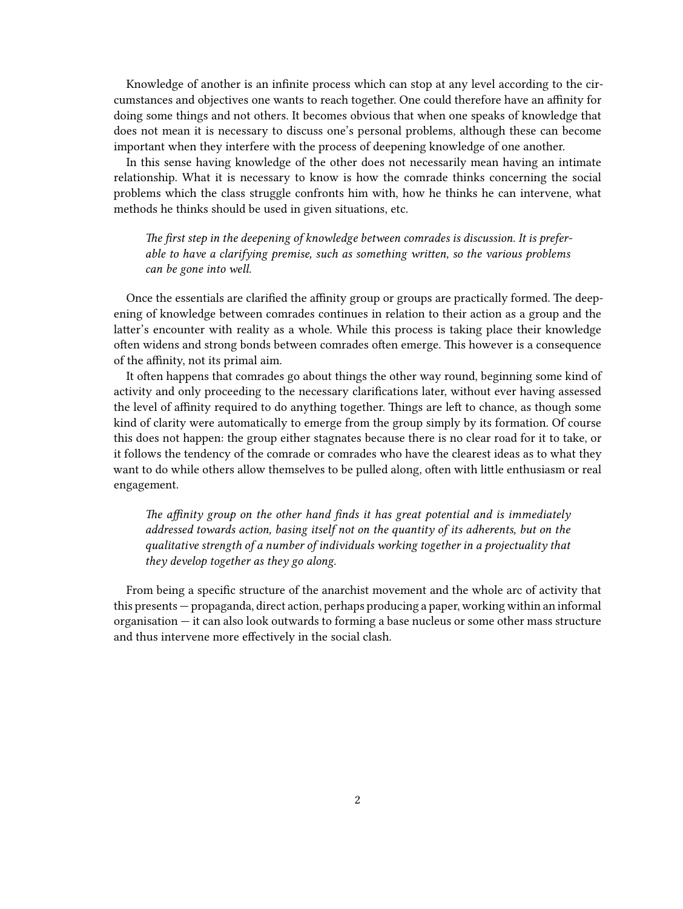Knowledge of another is an infinite process which can stop at any level according to the circumstances and objectives one wants to reach together. One could therefore have an affinity for doing some things and not others. It becomes obvious that when one speaks of knowledge that does not mean it is necessary to discuss one's personal problems, although these can become important when they interfere with the process of deepening knowledge of one another.

In this sense having knowledge of the other does not necessarily mean having an intimate relationship. What it is necessary to know is how the comrade thinks concerning the social problems which the class struggle confronts him with, how he thinks he can intervene, what methods he thinks should be used in given situations, etc.

> *The first step in the deepening of knowledge between comrades is discussion. It is preferable to have a clarifying premise, such as something written, so the various problems can be gone into well.*

Once the essentials are clarified the affinity group or groups are practically formed. The deepening of knowledge between comrades continues in relation to their action as a group and the latter's encounter with reality as a whole. While this process is taking place their knowledge often widens and strong bonds between comrades often emerge. This however is a consequence of the affinity, not its primal aim.

It often happens that comrades go about things the other way round, beginning some kind of activity and only proceeding to the necessary clarifications later, without ever having assessed the level of affinity required to do anything together. Things are left to chance, as though some kind of clarity were automatically to emerge from the group simply by its formation. Of course this does not happen: the group either stagnates because there is no clear road for it to take, or it follows the tendency of the comrade or comrades who have the clearest ideas as to what they want to do while others allow themselves to be pulled along, often with little enthusiasm or real engagement.

> *The affinity group on the other hand finds it has great potential and is immediately addressed towards action, basing itself not on the quantity of its adherents, but on the qualitative strength of a number of individuals working together in a projectuality that they develop together as they go along.*

From being a specific structure of the anarchist movement and the whole arc of activity that this presents — propaganda, direct action, perhaps producing a paper, working within an informal organisation — it can also look outwards to forming a base nucleus or some other mass structure and thus intervene more effectively in the social clash.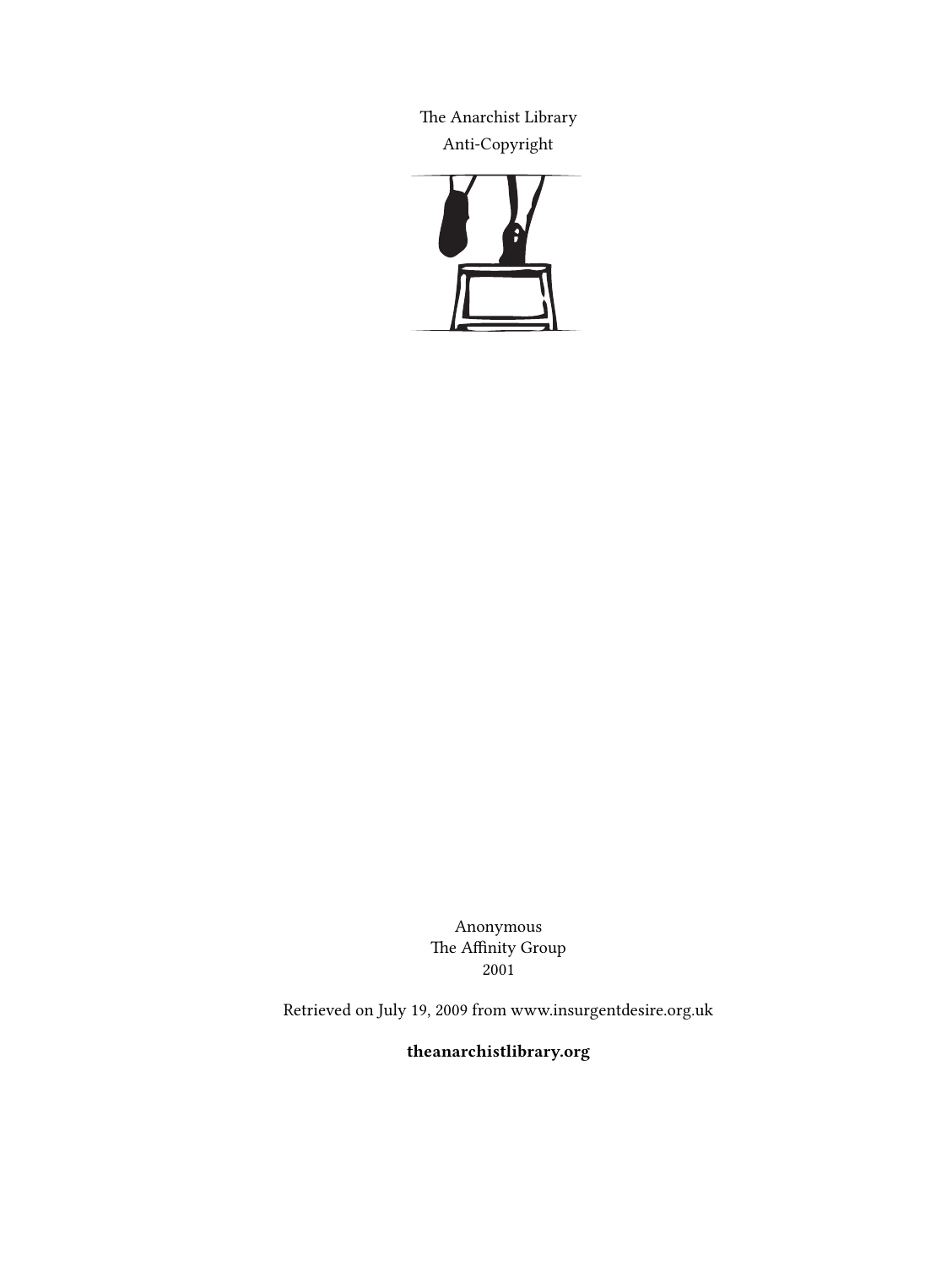The Anarchist Library
Anti-Copyright

Anonymous
The Affinity Group
2001

Retrieved on July 19, 2009 from www.insurgentdesire.org.uk

**theanarchistlibrary.org**